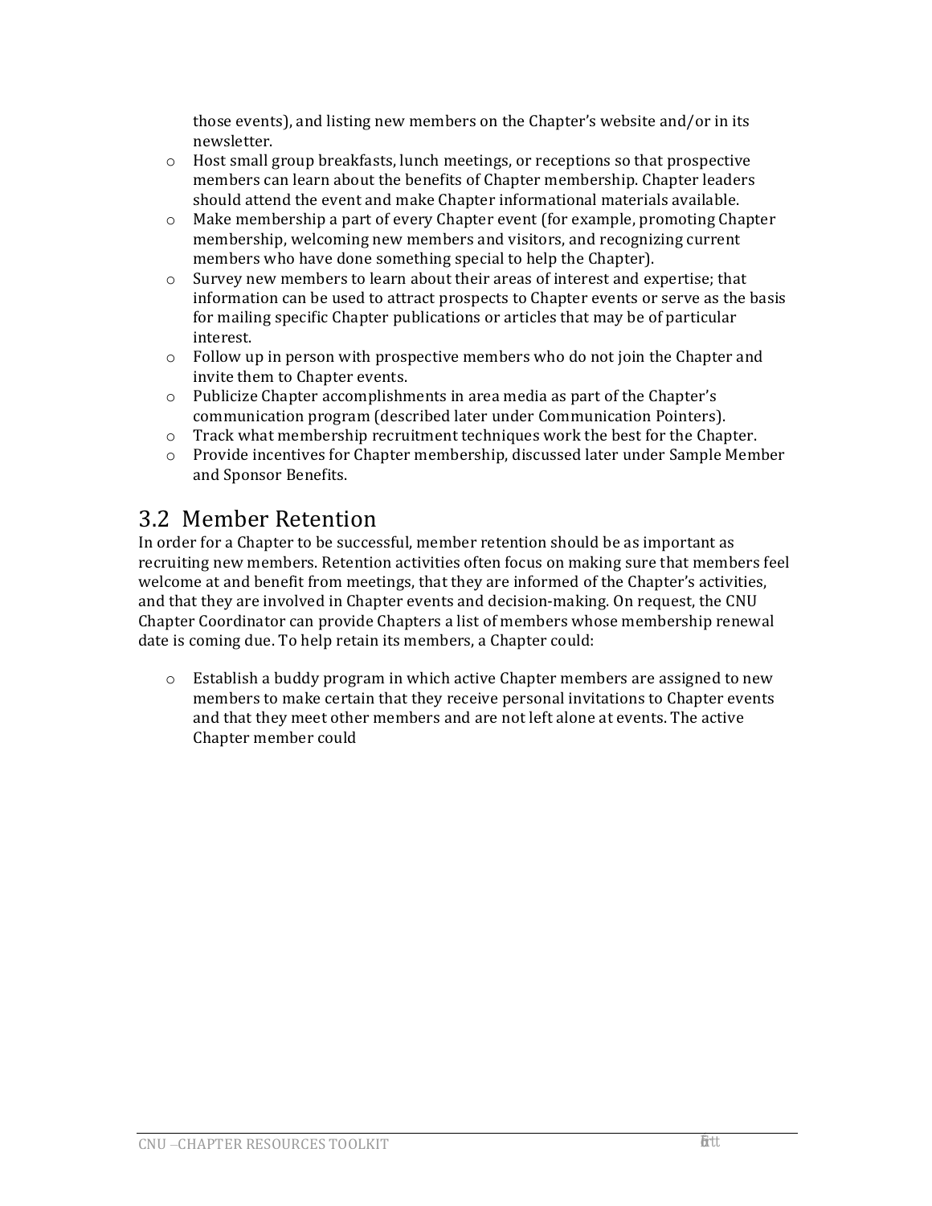those events), and listing new members on the Chapter's website and/or in its newsletter.

- Host small group breakfasts, lunch meetings, or receptions so that prospective members can learn about the benefits of Chapter membership. Chapter leaders should attend the event and make Chapter informational materials available.
- Make membership a part of every Chapter event (for example, promoting Chapter membership, welcoming new members and visitors, and recognizing current members who have done something special to help the Chapter).
- Survey new members to learn about their areas of interest and expertise; that information can be used to attract prospects to Chapter events or serve as the basis for mailing specific Chapter publications or articles that may be of particular interest.
- Follow up in person with prospective members who do not join the Chapter and invite them to Chapter events.
- Publicize Chapter accomplishments in area media as part of the Chapter's communication program (described later under Communication Pointers).
- Track what membership recruitment techniques work the best for the Chapter.
- Provide incentives for Chapter membership, discussed later under Sample Member and Sponsor Benefits.

## 3.2 Member Retention

In order for a Chapter to be successful, member retention should be as important as recruiting new members. Retention activities often focus on making sure that members feel welcome at and benefit from meetings, that they are informed of the Chapter's activities, and that they are involved in Chapter events and decision-making. On request, the CNU Chapter Coordinator can provide Chapters a list of members whose membership renewal date is coming due. To help retain its members, a Chapter could:

- Establish a buddy program in which active Chapter members are assigned to new members to make certain that they receive personal invitations to Chapter events and that they meet other members and are not left alone at events. The active Chapter member could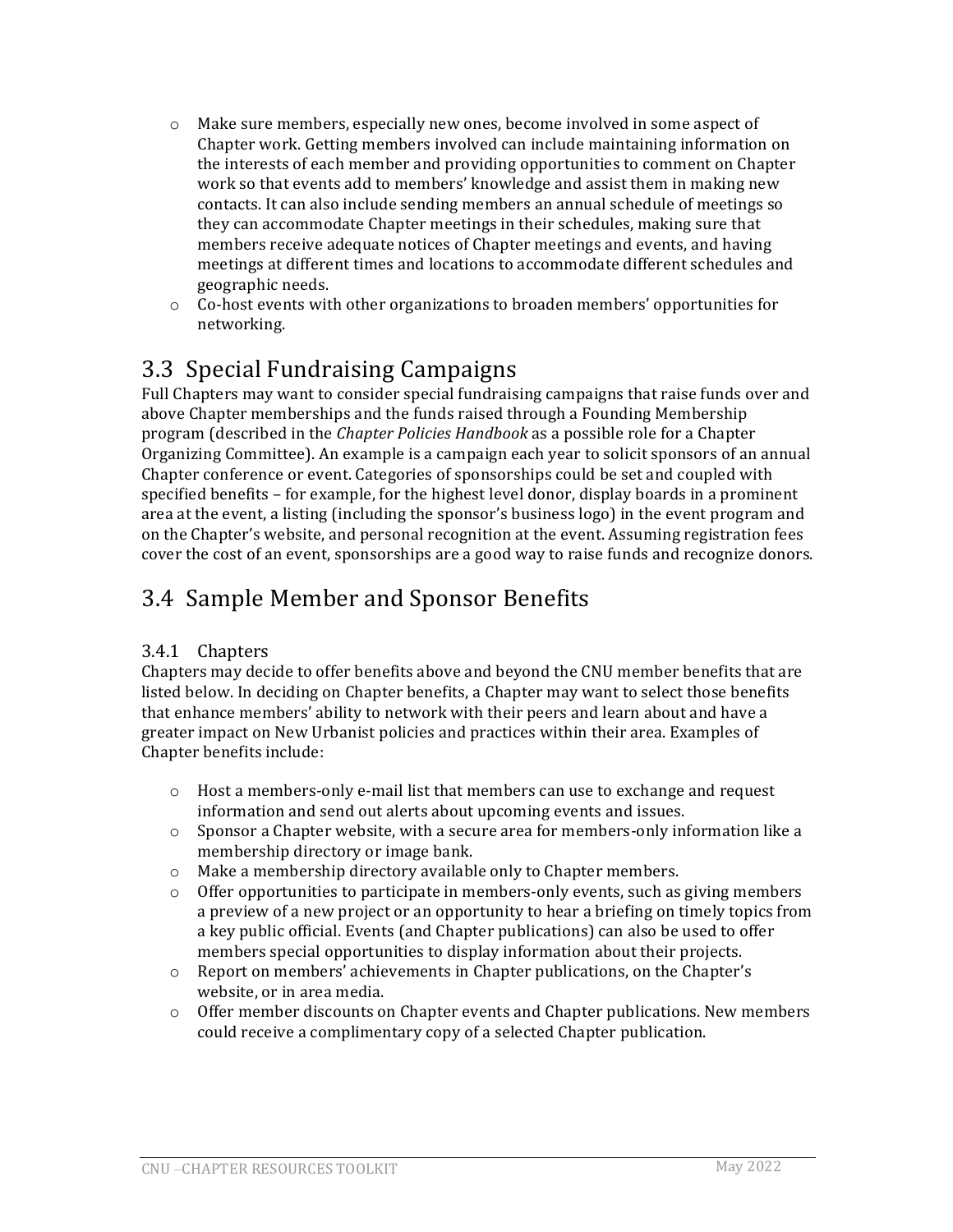- Make sure members, especially new ones, become involved in some aspect of Chapter work. Getting members involved can include maintaining information on the interests of each member and providing opportunities to comment on Chapter work so that events add to members' knowledge and assist them in making new contacts. It can also include sending members an annual schedule of meetings so they can accommodate Chapter meetings in their schedules, making sure that members receive adequate notices of Chapter meetings and events, and having meetings at different times and locations to accommodate different schedules and geographic needs.
- Co-host events with other organizations to broaden members' opportunities for networking.

## 3.3 Special Fundraising Campaigns

Full Chapters may want to consider special fundraising campaigns that raise funds over and above Chapter memberships and the funds raised through a Founding Membership program (described in the *Chapter Policies Handbook* as a possible role for a Chapter Organizing Committee). An example is a campaign each year to solicit sponsors of an annual Chapter conference or event. Categories of sponsorships could be set and coupled with specified benefits – for example, for the highest level donor, display boards in a prominent area at the event, a listing (including the sponsor's business logo) in the event program and on the Chapter's website, and personal recognition at the event. Assuming registration fees cover the cost of an event, sponsorships are a good way to raise funds and recognize donors.

## 3.4 Sample Member and Sponsor Benefits

### 3.4.1 Chapters

Chapters may decide to offer benefits above and beyond the CNU member benefits that are listed below. In deciding on Chapter benefits, a Chapter may want to select those benefits that enhance members' ability to network with their peers and learn about and have a greater impact on New Urbanist policies and practices within their area. Examples of Chapter benefits include:

- Host a members-only e-mail list that members can use to exchange and request information and send out alerts about upcoming events and issues.
- Sponsor a Chapter website, with a secure area for members-only information like a membership directory or image bank.
- Make a membership directory available only to Chapter members.
- Offer opportunities to participate in members-only events, such as giving members a preview of a new project or an opportunity to hear a briefing on timely topics from a key public official. Events (and Chapter publications) can also be used to offer members special opportunities to display information about their projects.
- Report on members' achievements in Chapter publications, on the Chapter's website, or in area media.
- Offer member discounts on Chapter events and Chapter publications. New members could receive a complimentary copy of a selected Chapter publication.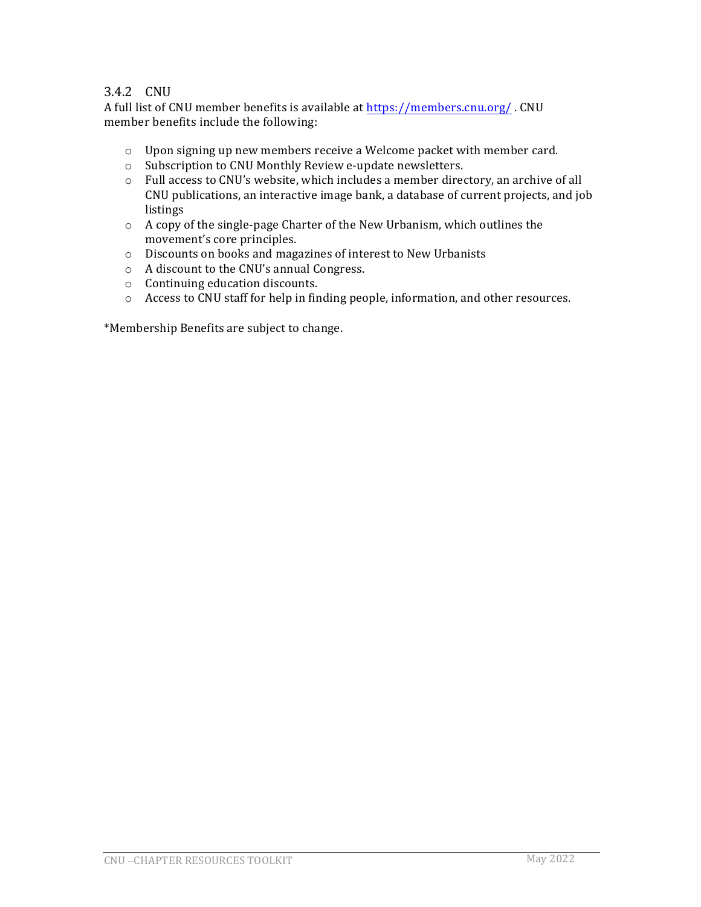### 3.4.2 CNU

A full list of CNU member benefits is available at https://members.cnu.org/ . CNU member benefits include the following:

- Upon signing up new members receive a Welcome packet with member card.
- Subscription to CNU Monthly Review e-update newsletters.
- Full access to CNU's website, which includes a member directory, an archive of all CNU publications, an interactive image bank, a database of current projects, and job listings
- A copy of the single-page Charter of the New Urbanism, which outlines the movement's core principles.
- Discounts on books and magazines of interest to New Urbanists
- A discount to the CNU's annual Congress.
- Continuing education discounts.
- Access to CNU staff for help in finding people, information, and other resources.

*Membership Benefits are subject to change.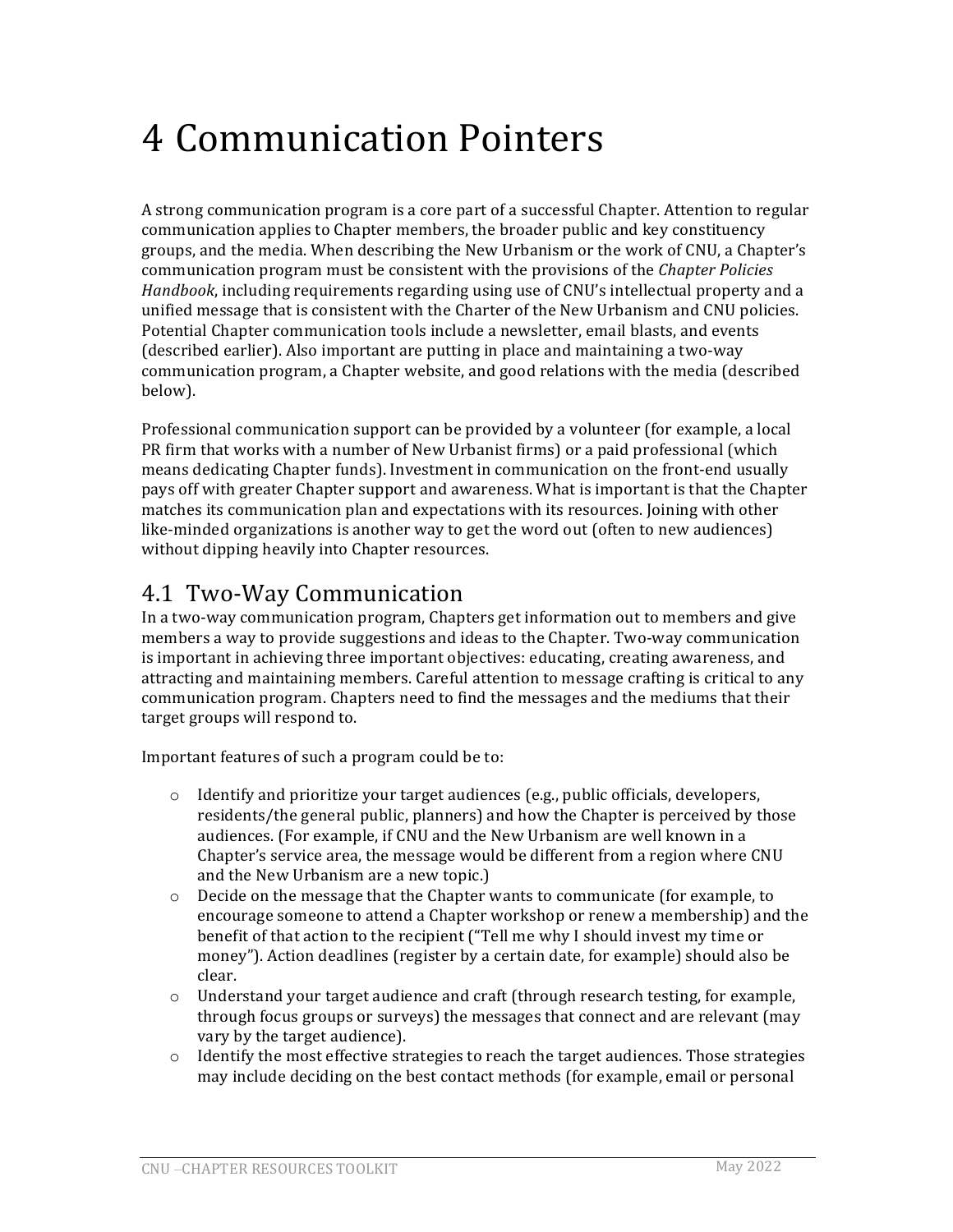# 4 Communication Pointers

A strong communication program is a core part of a successful Chapter. Attention to regular communication applies to Chapter members, the broader public and key constituency groups, and the media. When describing the New Urbanism or the work of CNU, a Chapter's communication program must be consistent with the provisions of the *Chapter Policies Handbook*, including requirements regarding using use of CNU's intellectual property and a unified message that is consistent with the Charter of the New Urbanism and CNU policies. Potential Chapter communication tools include a newsletter, email blasts, and events (described earlier). Also important are putting in place and maintaining a two-way communication program, a Chapter website, and good relations with the media (described below).

Professional communication support can be provided by a volunteer (for example, a local PR firm that works with a number of New Urbanist firms) or a paid professional (which means dedicating Chapter funds). Investment in communication on the front-end usually pays off with greater Chapter support and awareness. What is important is that the Chapter matches its communication plan and expectations with its resources. Joining with other like-minded organizations is another way to get the word out (often to new audiences) without dipping heavily into Chapter resources.

## 4.1 Two-Way Communication

In a two-way communication program, Chapters get information out to members and give members a way to provide suggestions and ideas to the Chapter. Two-way communication is important in achieving three important objectives: educating, creating awareness, and attracting and maintaining members. Careful attention to message crafting is critical to any communication program. Chapters need to find the messages and the mediums that their target groups will respond to.

Important features of such a program could be to:

- Identify and prioritize your target audiences (e.g., public officials, developers, residents/the general public, planners) and how the Chapter is perceived by those audiences. (For example, if CNU and the New Urbanism are well known in a Chapter's service area, the message would be different from a region where CNU and the New Urbanism are a new topic.)
- Decide on the message that the Chapter wants to communicate (for example, to encourage someone to attend a Chapter workshop or renew a membership) and the benefit of that action to the recipient ("Tell me why I should invest my time or money"). Action deadlines (register by a certain date, for example) should also be clear.
- Understand your target audience and craft (through research testing, for example, through focus groups or surveys) the messages that connect and are relevant (may vary by the target audience).
- Identify the most effective strategies to reach the target audiences. Those strategies may include deciding on the best contact methods (for example, email or personal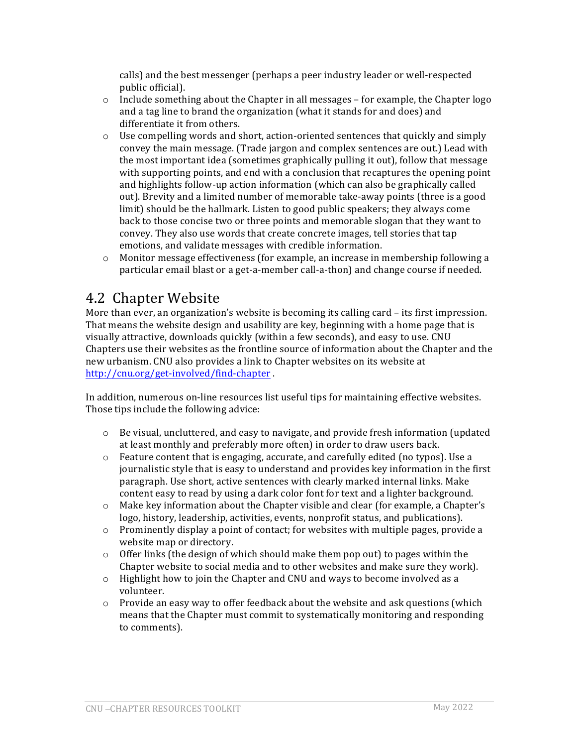calls) and the best messenger (perhaps a peer industry leader or well-respected public official).

- Include something about the Chapter in all messages – for example, the Chapter logo and a tag line to brand the organization (what it stands for and does) and differentiate it from others.
- Use compelling words and short, action-oriented sentences that quickly and simply convey the main message. (Trade jargon and complex sentences are out.) Lead with the most important idea (sometimes graphically pulling it out), follow that message with supporting points, and end with a conclusion that recaptures the opening point and highlights follow-up action information (which can also be graphically called out). Brevity and a limited number of memorable take-away points (three is a good limit) should be the hallmark. Listen to good public speakers; they always come back to those concise two or three points and memorable slogan that they want to convey. They also use words that create concrete images, tell stories that tap emotions, and validate messages with credible information.
- Monitor message effectiveness (for example, an increase in membership following a particular email blast or a get-a-member call-a-thon) and change course if needed.

## 4.2 Chapter Website

More than ever, an organization's website is becoming its calling card – its first impression. That means the website design and usability are key, beginning with a home page that is visually attractive, downloads quickly (within a few seconds), and easy to use. CNU Chapters use their websites as the frontline source of information about the Chapter and the new urbanism. CNU also provides a link to Chapter websites on its website at [http://cnu.org/get-involved/find-chapter](http://cnu.org/get-involved/find-chapter) .

In addition, numerous on-line resources list useful tips for maintaining effective websites. Those tips include the following advice:

- Be visual, uncluttered, and easy to navigate, and provide fresh information (updated at least monthly and preferably more often) in order to draw users back.
- Feature content that is engaging, accurate, and carefully edited (no typos). Use a journalistic style that is easy to understand and provides key information in the first paragraph. Use short, active sentences with clearly marked internal links. Make content easy to read by using a dark color font for text and a lighter background.
- Make key information about the Chapter visible and clear (for example, a Chapter's logo, history, leadership, activities, events, nonprofit status, and publications).
- Prominently display a point of contact; for websites with multiple pages, provide a website map or directory.
- Offer links (the design of which should make them pop out) to pages within the Chapter website to social media and to other websites and make sure they work).
- Highlight how to join the Chapter and CNU and ways to become involved as a volunteer.
- Provide an easy way to offer feedback about the website and ask questions (which means that the Chapter must commit to systematically monitoring and responding to comments).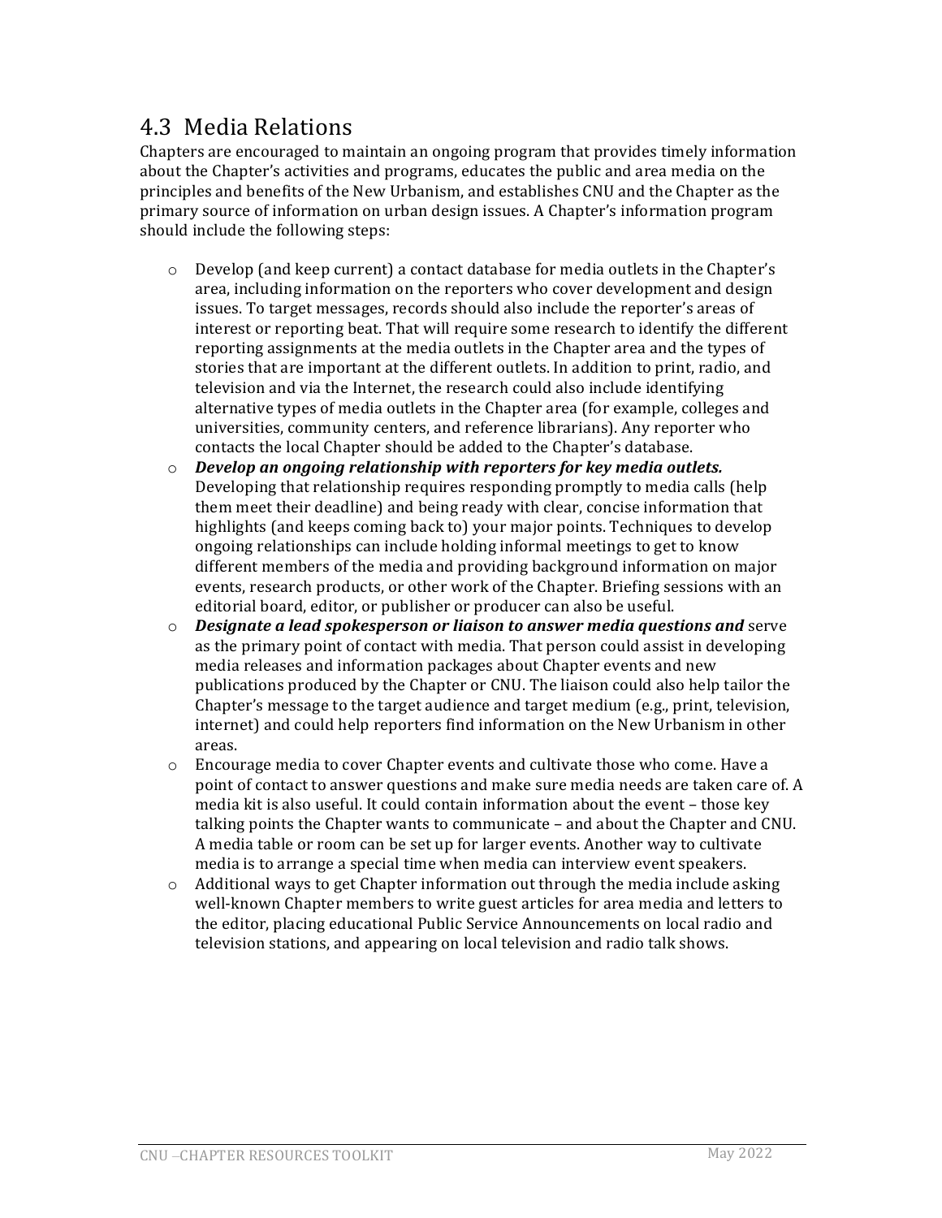## 4.3 Media Relations

Chapters are encouraged to maintain an ongoing program that provides timely information about the Chapter's activities and programs, educates the public and area media on the principles and benefits of the New Urbanism, and establishes CNU and the Chapter as the primary source of information on urban design issues. A Chapter's information program should include the following steps:

- Develop (and keep current) a contact database for media outlets in the Chapter's area, including information on the reporters who cover development and design issues. To target messages, records should also include the reporter's areas of interest or reporting beat. That will require some research to identify the different reporting assignments at the media outlets in the Chapter area and the types of stories that are important at the different outlets. In addition to print, radio, and television and via the Internet, the research could also include identifying alternative types of media outlets in the Chapter area (for example, colleges and universities, community centers, and reference librarians). Any reporter who contacts the local Chapter should be added to the Chapter's database.
- ***Develop an ongoing relationship with reporters for key media outlets.*** Developing that relationship requires responding promptly to media calls (help them meet their deadline) and being ready with clear, concise information that highlights (and keeps coming back to) your major points. Techniques to develop ongoing relationships can include holding informal meetings to get to know different members of the media and providing background information on major events, research products, or other work of the Chapter. Briefing sessions with an editorial board, editor, or publisher or producer can also be useful.
- ***Designate a lead spokesperson or liaison to answer media questions and*** serve as the primary point of contact with media. That person could assist in developing media releases and information packages about Chapter events and new publications produced by the Chapter or CNU. The liaison could also help tailor the Chapter's message to the target audience and target medium (e.g., print, television, internet) and could help reporters find information on the New Urbanism in other areas.
- Encourage media to cover Chapter events and cultivate those who come. Have a point of contact to answer questions and make sure media needs are taken care of. A media kit is also useful. It could contain information about the event – those key talking points the Chapter wants to communicate – and about the Chapter and CNU. A media table or room can be set up for larger events. Another way to cultivate media is to arrange a special time when media can interview event speakers.
- Additional ways to get Chapter information out through the media include asking well-known Chapter members to write guest articles for area media and letters to the editor, placing educational Public Service Announcements on local radio and television stations, and appearing on local television and radio talk shows.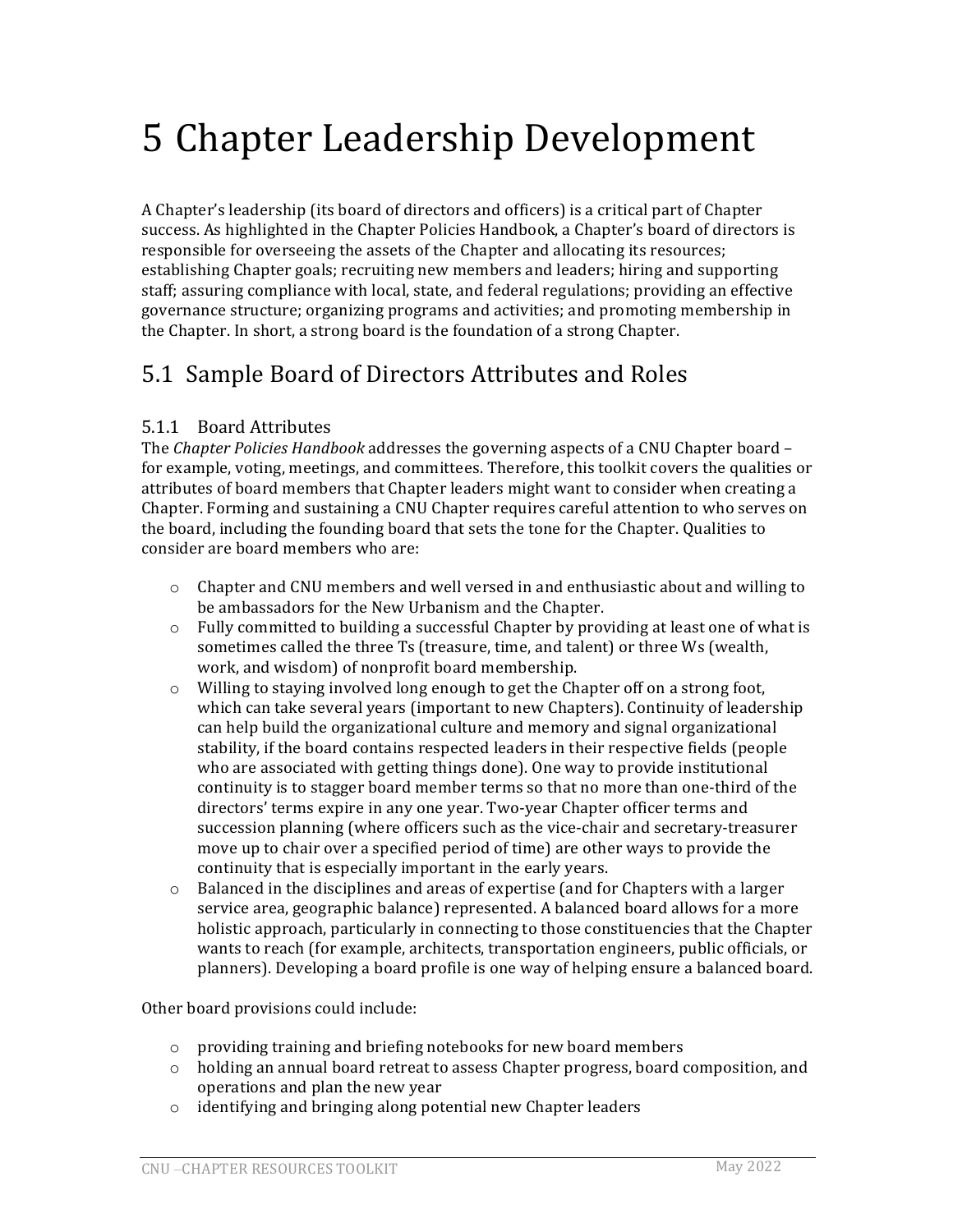# 5 Chapter Leadership Development

A Chapter's leadership (its board of directors and officers) is a critical part of Chapter success. As highlighted in the Chapter Policies Handbook, a Chapter's board of directors is responsible for overseeing the assets of the Chapter and allocating its resources; establishing Chapter goals; recruiting new members and leaders; hiring and supporting staff; assuring compliance with local, state, and federal regulations; providing an effective governance structure; organizing programs and activities; and promoting membership in the Chapter. In short, a strong board is the foundation of a strong Chapter.

## 5.1 Sample Board of Directors Attributes and Roles

### 5.1.1 Board Attributes

The *Chapter Policies Handbook* addresses the governing aspects of a CNU Chapter board – for example, voting, meetings, and committees. Therefore, this toolkit covers the qualities or attributes of board members that Chapter leaders might want to consider when creating a Chapter. Forming and sustaining a CNU Chapter requires careful attention to who serves on the board, including the founding board that sets the tone for the Chapter. Qualities to consider are board members who are:

- Chapter and CNU members and well versed in and enthusiastic about and willing to be ambassadors for the New Urbanism and the Chapter.
- Fully committed to building a successful Chapter by providing at least one of what is sometimes called the three Ts (treasure, time, and talent) or three Ws (wealth, work, and wisdom) of nonprofit board membership.
- Willing to staying involved long enough to get the Chapter off on a strong foot, which can take several years (important to new Chapters). Continuity of leadership can help build the organizational culture and memory and signal organizational stability, if the board contains respected leaders in their respective fields (people who are associated with getting things done). One way to provide institutional continuity is to stagger board member terms so that no more than one-third of the directors' terms expire in any one year. Two-year Chapter officer terms and succession planning (where officers such as the vice-chair and secretary-treasurer move up to chair over a specified period of time) are other ways to provide the continuity that is especially important in the early years.
- Balanced in the disciplines and areas of expertise (and for Chapters with a larger service area, geographic balance) represented. A balanced board allows for a more holistic approach, particularly in connecting to those constituencies that the Chapter wants to reach (for example, architects, transportation engineers, public officials, or planners). Developing a board profile is one way of helping ensure a balanced board.

Other board provisions could include:

- providing training and briefing notebooks for new board members
- holding an annual board retreat to assess Chapter progress, board composition, and operations and plan the new year
- identifying and bringing along potential new Chapter leaders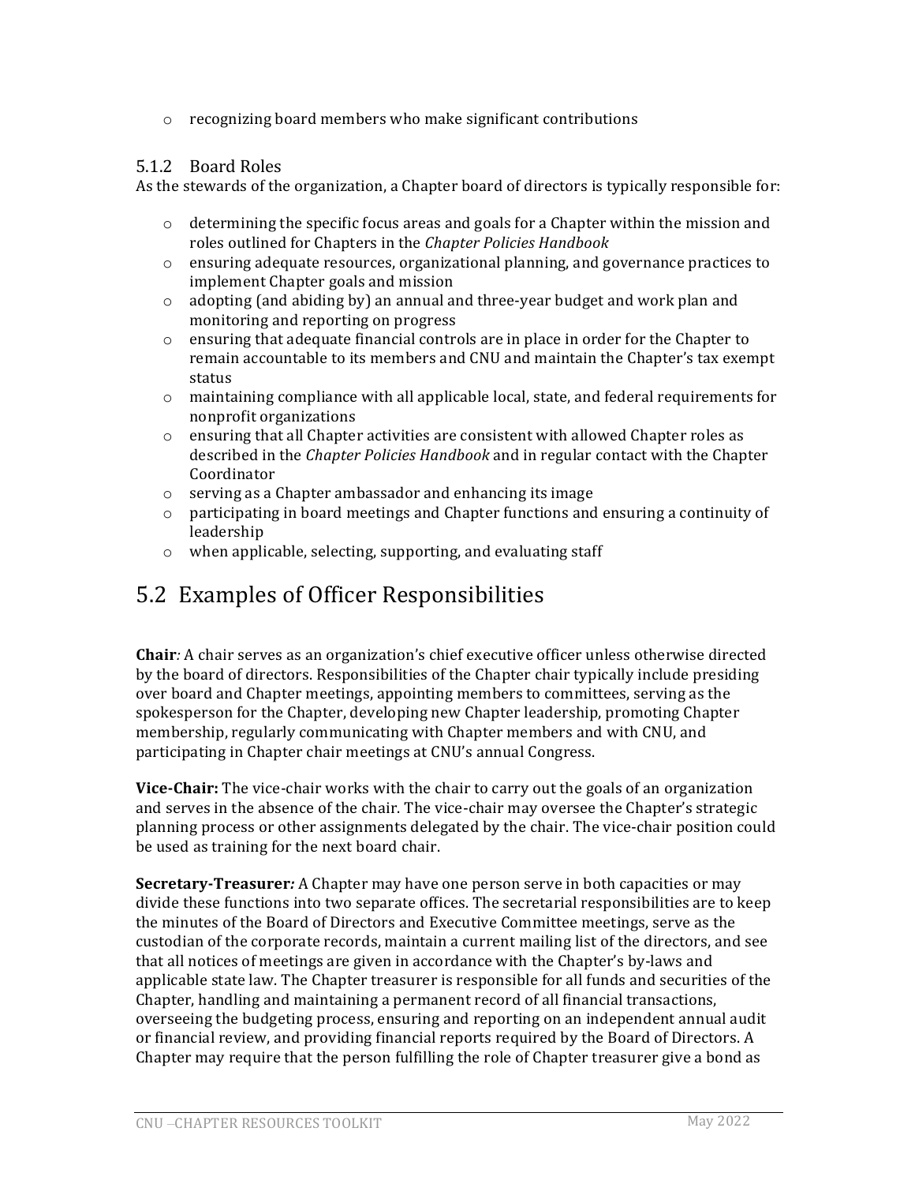- recognizing board members who make significant contributions

### 5.1.2 Board Roles

As the stewards of the organization, a Chapter board of directors is typically responsible for:

- determining the specific focus areas and goals for a Chapter within the mission and roles outlined for Chapters in the *Chapter Policies Handbook*
- ensuring adequate resources, organizational planning, and governance practices to implement Chapter goals and mission
- adopting (and abiding by) an annual and three-year budget and work plan and monitoring and reporting on progress
- ensuring that adequate financial controls are in place in order for the Chapter to remain accountable to its members and CNU and maintain the Chapter's tax exempt status
- maintaining compliance with all applicable local, state, and federal requirements for nonprofit organizations
- ensuring that all Chapter activities are consistent with allowed Chapter roles as described in the *Chapter Policies Handbook* and in regular contact with the Chapter Coordinator
- serving as a Chapter ambassador and enhancing its image
- participating in board meetings and Chapter functions and ensuring a continuity of leadership
- when applicable, selecting, supporting, and evaluating staff

## 5.2 Examples of Officer Responsibilities

**Chair***:* A chair serves as an organization's chief executive officer unless otherwise directed by the board of directors. Responsibilities of the Chapter chair typically include presiding over board and Chapter meetings, appointing members to committees, serving as the spokesperson for the Chapter, developing new Chapter leadership, promoting Chapter membership, regularly communicating with Chapter members and with CNU, and participating in Chapter chair meetings at CNU's annual Congress.

**Vice-Chair:** The vice-chair works with the chair to carry out the goals of an organization and serves in the absence of the chair. The vice-chair may oversee the Chapter's strategic planning process or other assignments delegated by the chair. The vice-chair position could be used as training for the next board chair.

**Secretary-Treasurer***:* A Chapter may have one person serve in both capacities or may divide these functions into two separate offices. The secretarial responsibilities are to keep the minutes of the Board of Directors and Executive Committee meetings, serve as the custodian of the corporate records, maintain a current mailing list of the directors, and see that all notices of meetings are given in accordance with the Chapter's by-laws and applicable state law. The Chapter treasurer is responsible for all funds and securities of the Chapter, handling and maintaining a permanent record of all financial transactions, overseeing the budgeting process, ensuring and reporting on an independent annual audit or financial review, and providing financial reports required by the Board of Directors. A Chapter may require that the person fulfilling the role of Chapter treasurer give a bond as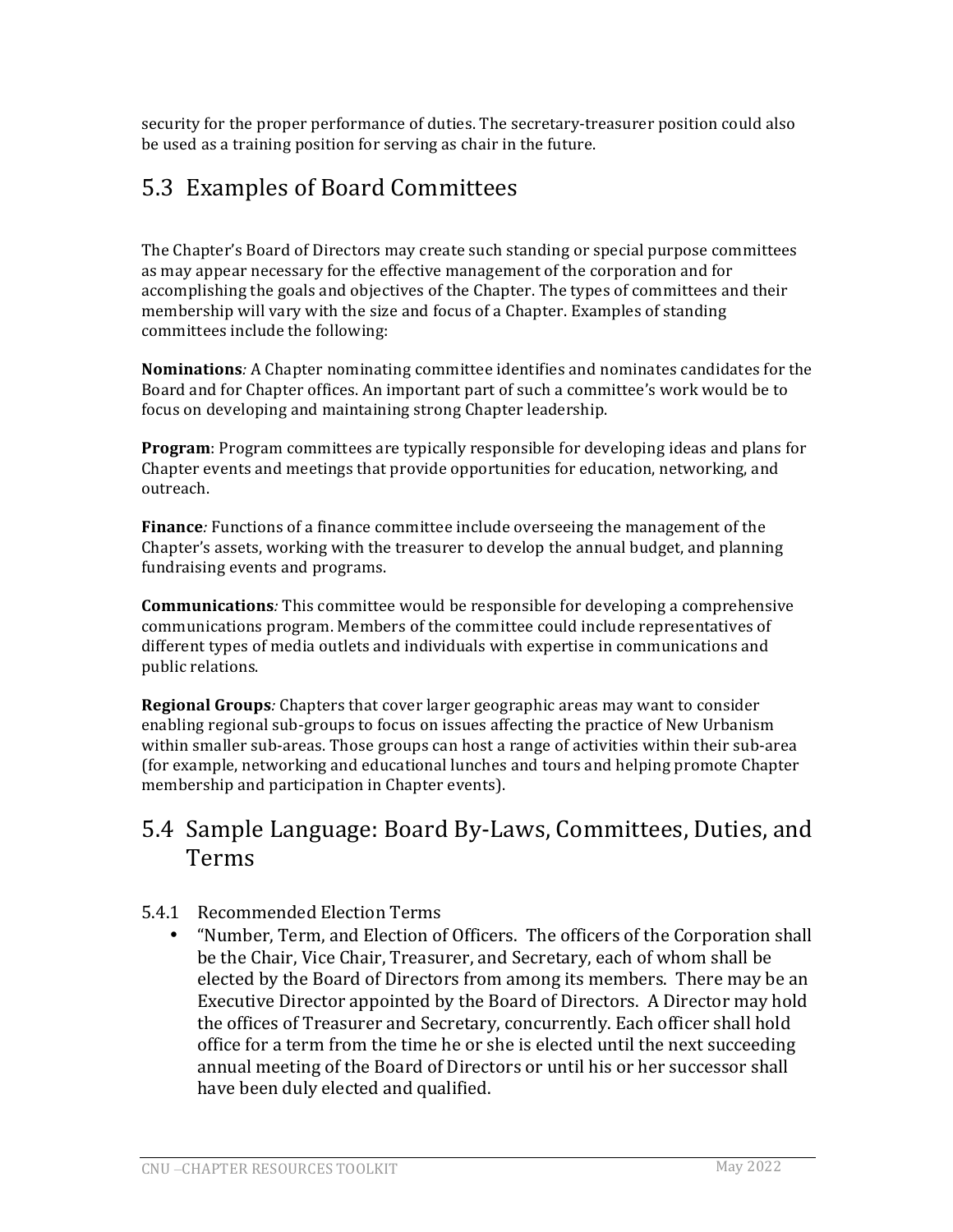security for the proper performance of duties. The secretary-treasurer position could also be used as a training position for serving as chair in the future.

## 5.3 Examples of Board Committees

The Chapter's Board of Directors may create such standing or special purpose committees as may appear necessary for the effective management of the corporation and for accomplishing the goals and objectives of the Chapter. The types of committees and their membership will vary with the size and focus of a Chapter. Examples of standing committees include the following:

**Nominations***:* A Chapter nominating committee identifies and nominates candidates for the Board and for Chapter offices. An important part of such a committee's work would be to focus on developing and maintaining strong Chapter leadership.

**Program**: Program committees are typically responsible for developing ideas and plans for Chapter events and meetings that provide opportunities for education, networking, and outreach.

**Finance***:* Functions of a finance committee include overseeing the management of the Chapter's assets, working with the treasurer to develop the annual budget, and planning fundraising events and programs.

**Communications***:* This committee would be responsible for developing a comprehensive communications program. Members of the committee could include representatives of different types of media outlets and individuals with expertise in communications and public relations.

**Regional Groups***:* Chapters that cover larger geographic areas may want to consider enabling regional sub-groups to focus on issues affecting the practice of New Urbanism within smaller sub-areas. Those groups can host a range of activities within their sub-area (for example, networking and educational lunches and tours and helping promote Chapter membership and participation in Chapter events).

## 5.4 Sample Language: Board By-Laws, Committees, Duties, and Terms

### 5.4.1 Recommended Election Terms

- "Number, Term, and Election of Officers. The officers of the Corporation shall be the Chair, Vice Chair, Treasurer, and Secretary, each of whom shall be elected by the Board of Directors from among its members. There may be an Executive Director appointed by the Board of Directors. A Director may hold the offices of Treasurer and Secretary, concurrently. Each officer shall hold office for a term from the time he or she is elected until the next succeeding annual meeting of the Board of Directors or until his or her successor shall have been duly elected and qualified.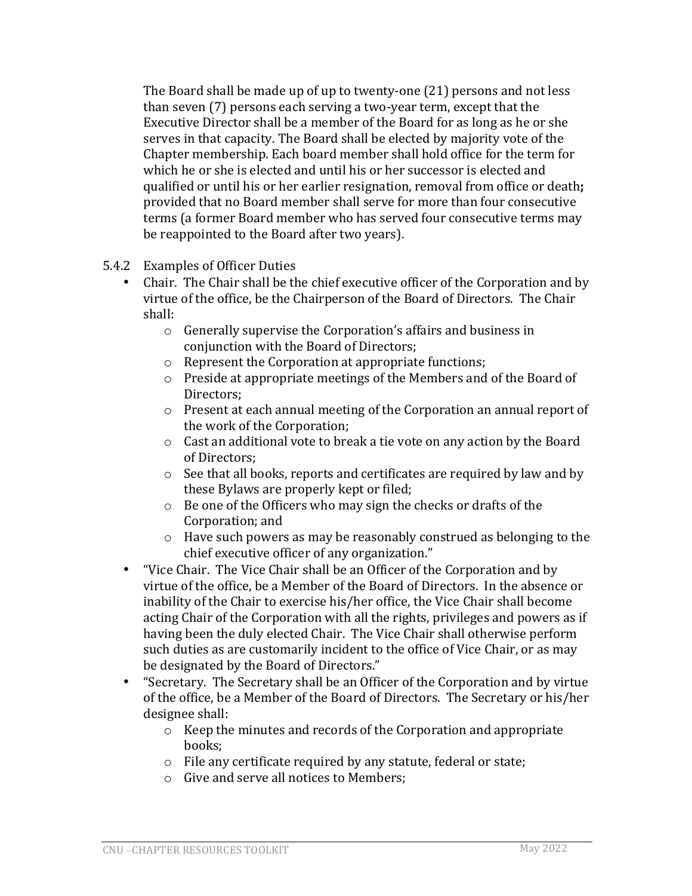The Board shall be made up of up to twenty-one (21) persons and not less than seven (7) persons each serving a two-year term, except that the Executive Director shall be a member of the Board for as long as he or she serves in that capacity. The Board shall be elected by majority vote of the Chapter membership. Each board member shall hold office for the term for which he or she is elected and until his or her successor is elected and qualified or until his or her earlier resignation, removal from office or death**;** provided that no Board member shall serve for more than four consecutive terms (a former Board member who has served four consecutive terms may be reappointed to the Board after two years).

5.4.2 Examples of Officer Duties

- Chair. The Chair shall be the chief executive officer of the Corporation and by virtue of the office, be the Chairperson of the Board of Directors. The Chair shall:
    - Generally supervise the Corporation's affairs and business in conjunction with the Board of Directors;
    - Represent the Corporation at appropriate functions;
    - Preside at appropriate meetings of the Members and of the Board of Directors;
    - Present at each annual meeting of the Corporation an annual report of the work of the Corporation;
    - Cast an additional vote to break a tie vote on any action by the Board of Directors;
    - See that all books, reports and certificates are required by law and by these Bylaws are properly kept or filed;
    - Be one of the Officers who may sign the checks or drafts of the Corporation; and
    - Have such powers as may be reasonably construed as belonging to the chief executive officer of any organization."
- "Vice Chair. The Vice Chair shall be an Officer of the Corporation and by virtue of the office, be a Member of the Board of Directors. In the absence or inability of the Chair to exercise his/her office, the Vice Chair shall become acting Chair of the Corporation with all the rights, privileges and powers as if having been the duly elected Chair. The Vice Chair shall otherwise perform such duties as are customarily incident to the office of Vice Chair, or as may be designated by the Board of Directors."
- "Secretary. The Secretary shall be an Officer of the Corporation and by virtue of the office, be a Member of the Board of Directors. The Secretary or his/her designee shall:
    - Keep the minutes and records of the Corporation and appropriate books;
    - File any certificate required by any statute, federal or state;
    - Give and serve all notices to Members;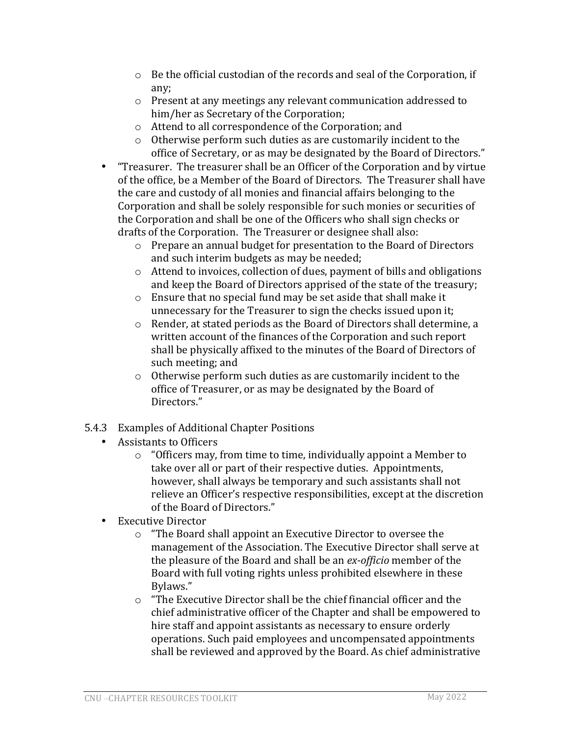- Be the official custodian of the records and seal of the Corporation, if any;
  - Present at any meetings any relevant communication addressed to him/her as Secretary of the Corporation;
  - Attend to all correspondence of the Corporation; and
  - Otherwise perform such duties as are customarily incident to the office of Secretary, or as may be designated by the Board of Directors."
- "Treasurer. The treasurer shall be an Officer of the Corporation and by virtue of the office, be a Member of the Board of Directors. The Treasurer shall have the care and custody of all monies and financial affairs belonging to the Corporation and shall be solely responsible for such monies or securities of the Corporation and shall be one of the Officers who shall sign checks or drafts of the Corporation. The Treasurer or designee shall also:
  - Prepare an annual budget for presentation to the Board of Directors and such interim budgets as may be needed;
  - Attend to invoices, collection of dues, payment of bills and obligations and keep the Board of Directors apprised of the state of the treasury;
  - Ensure that no special fund may be set aside that shall make it unnecessary for the Treasurer to sign the checks issued upon it;
  - Render, at stated periods as the Board of Directors shall determine, a written account of the finances of the Corporation and such report shall be physically affixed to the minutes of the Board of Directors of such meeting; and
  - Otherwise perform such duties as are customarily incident to the office of Treasurer, or as may be designated by the Board of Directors."

5.4.3 Examples of Additional Chapter Positions

- Assistants to Officers
  - "Officers may, from time to time, individually appoint a Member to take over all or part of their respective duties. Appointments, however, shall always be temporary and such assistants shall not relieve an Officer's respective responsibilities, except at the discretion of the Board of Directors."
- Executive Director
  - "The Board shall appoint an Executive Director to oversee the management of the Association. The Executive Director shall serve at the pleasure of the Board and shall be an *ex-officio* member of the Board with full voting rights unless prohibited elsewhere in these Bylaws."
  - "The Executive Director shall be the chief financial officer and the chief administrative officer of the Chapter and shall be empowered to hire staff and appoint assistants as necessary to ensure orderly operations. Such paid employees and uncompensated appointments shall be reviewed and approved by the Board. As chief administrative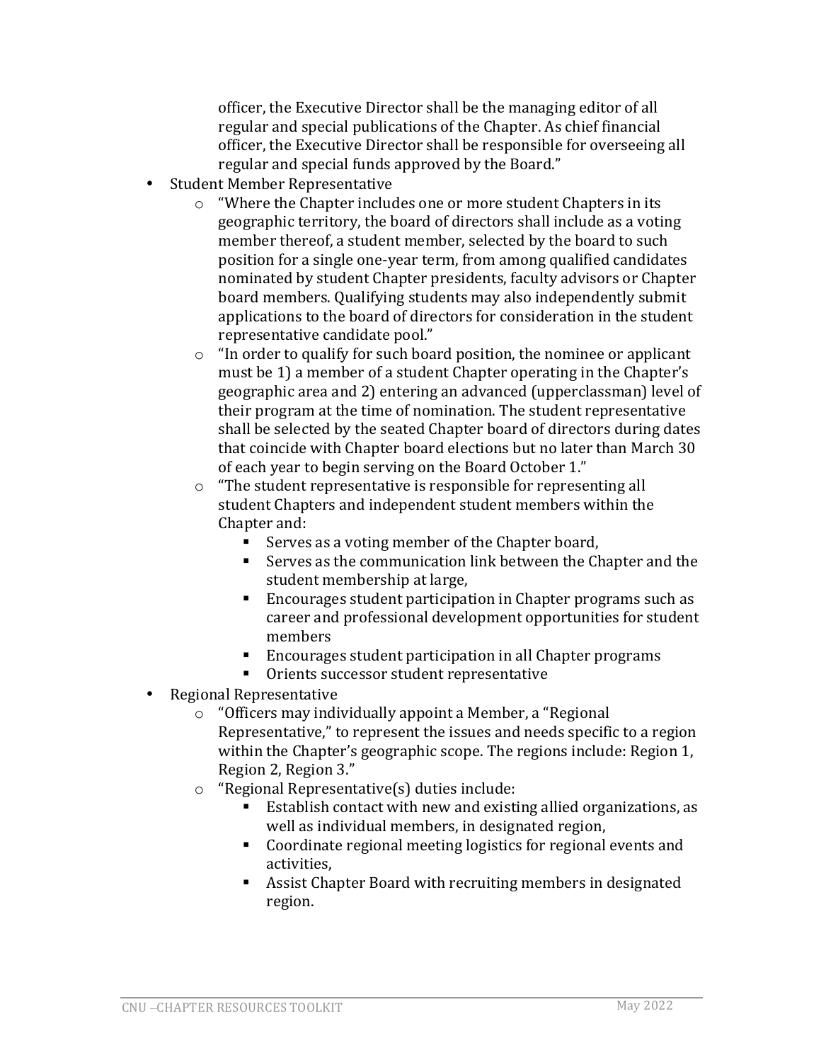officer, the Executive Director shall be the managing editor of all regular and special publications of the Chapter. As chief financial officer, the Executive Director shall be responsible for overseeing all regular and special funds approved by the Board."

- Student Member Representative
    - "Where the Chapter includes one or more student Chapters in its geographic territory, the board of directors shall include as a voting member thereof, a student member, selected by the board to such position for a single one-year term, from among qualified candidates nominated by student Chapter presidents, faculty advisors or Chapter board members. Qualifying students may also independently submit applications to the board of directors for consideration in the student representative candidate pool."
    - "In order to qualify for such board position, the nominee or applicant must be 1) a member of a student Chapter operating in the Chapter's geographic area and 2) entering an advanced (upperclassman) level of their program at the time of nomination. The student representative shall be selected by the seated Chapter board of directors during dates that coincide with Chapter board elections but no later than March 30 of each year to begin serving on the Board October 1."
    - "The student representative is responsible for representing all student Chapters and independent student members within the Chapter and:
        - Serves as a voting member of the Chapter board,
        - Serves as the communication link between the Chapter and the student membership at large,
        - Encourages student participation in Chapter programs such as career and professional development opportunities for student members
        - Encourages student participation in all Chapter programs
        - Orients successor student representative
- Regional Representative
    - "Officers may individually appoint a Member, a "Regional Representative," to represent the issues and needs specific to a region within the Chapter's geographic scope. The regions include: Region 1, Region 2, Region 3."
    - "Regional Representative(s) duties include:
        - Establish contact with new and existing allied organizations, as well as individual members, in designated region,
        - Coordinate regional meeting logistics for regional events and activities,
        - Assist Chapter Board with recruiting members in designated region.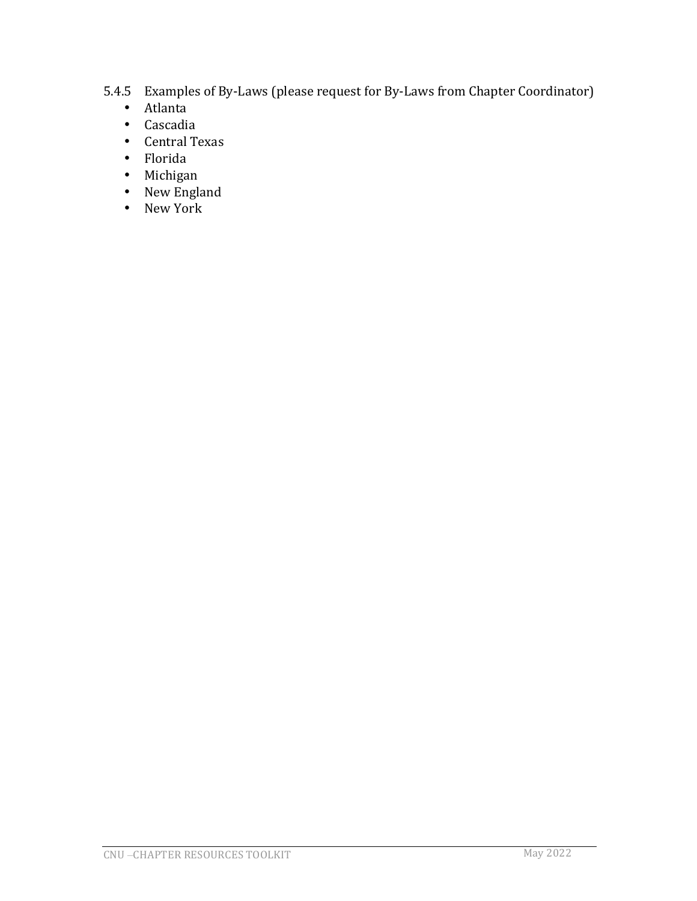5.4.5 Examples of By-Laws (please request for By-Laws from Chapter Coordinator)

- Atlanta
- Cascadia
- Central Texas
- Florida
- Michigan
- New England
- New York